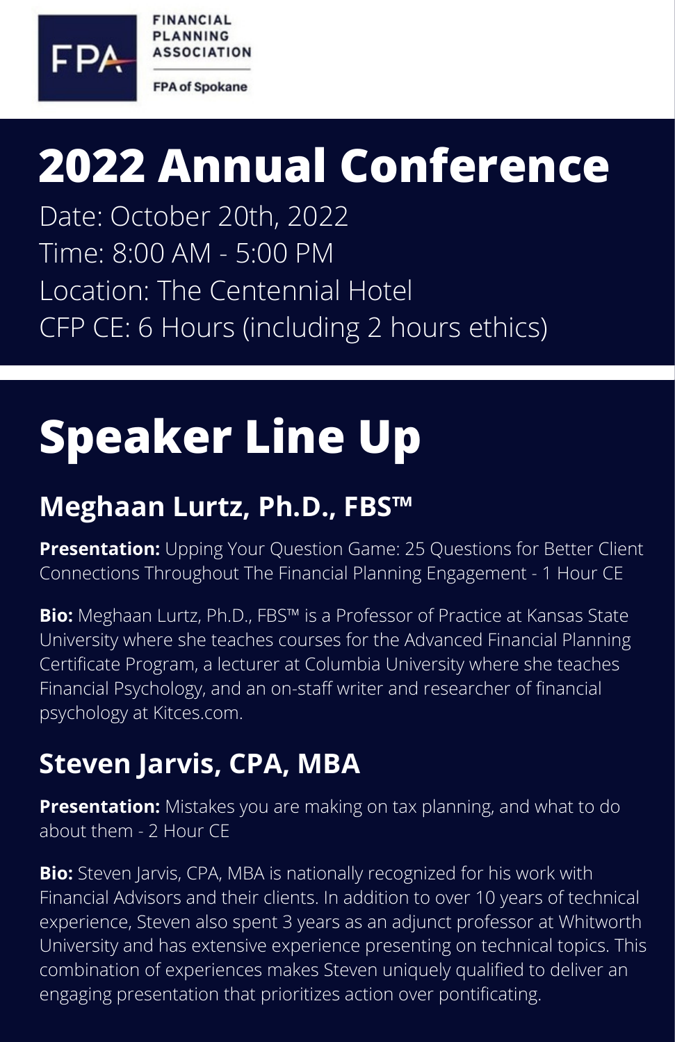FINANCIAL PLANNING ASSOCIATION

FPA of Spokane

# 2022 Annual Conference

Date: October 20th, 2022
Time: 8:00 AM - 5:00 PM
Location: The Centennial Hotel
CFP CE: 6 Hours (including 2 hours ethics)

# Speaker Line Up

## Meghaan Lurtz, Ph.D., FBS™

**Presentation:** Upping Your Question Game: 25 Questions for Better Client Connections Throughout The Financial Planning Engagement - 1 Hour CE

**Bio:** Meghaan Lurtz, Ph.D., FBS™ is a Professor of Practice at Kansas State University where she teaches courses for the Advanced Financial Planning Certificate Program, a lecturer at Columbia University where she teaches Financial Psychology, and an on-staff writer and researcher of financial psychology at Kitces.com.

## Steven Jarvis, CPA, MBA

**Presentation:** Mistakes you are making on tax planning, and what to do about them - 2 Hour CE

**Bio:** Steven Jarvis, CPA, MBA is nationally recognized for his work with Financial Advisors and their clients. In addition to over 10 years of technical experience, Steven also spent 3 years as an adjunct professor at Whitworth University and has extensive experience presenting on technical topics. This combination of experiences makes Steven uniquely qualified to deliver an engaging presentation that prioritizes action over pontificating.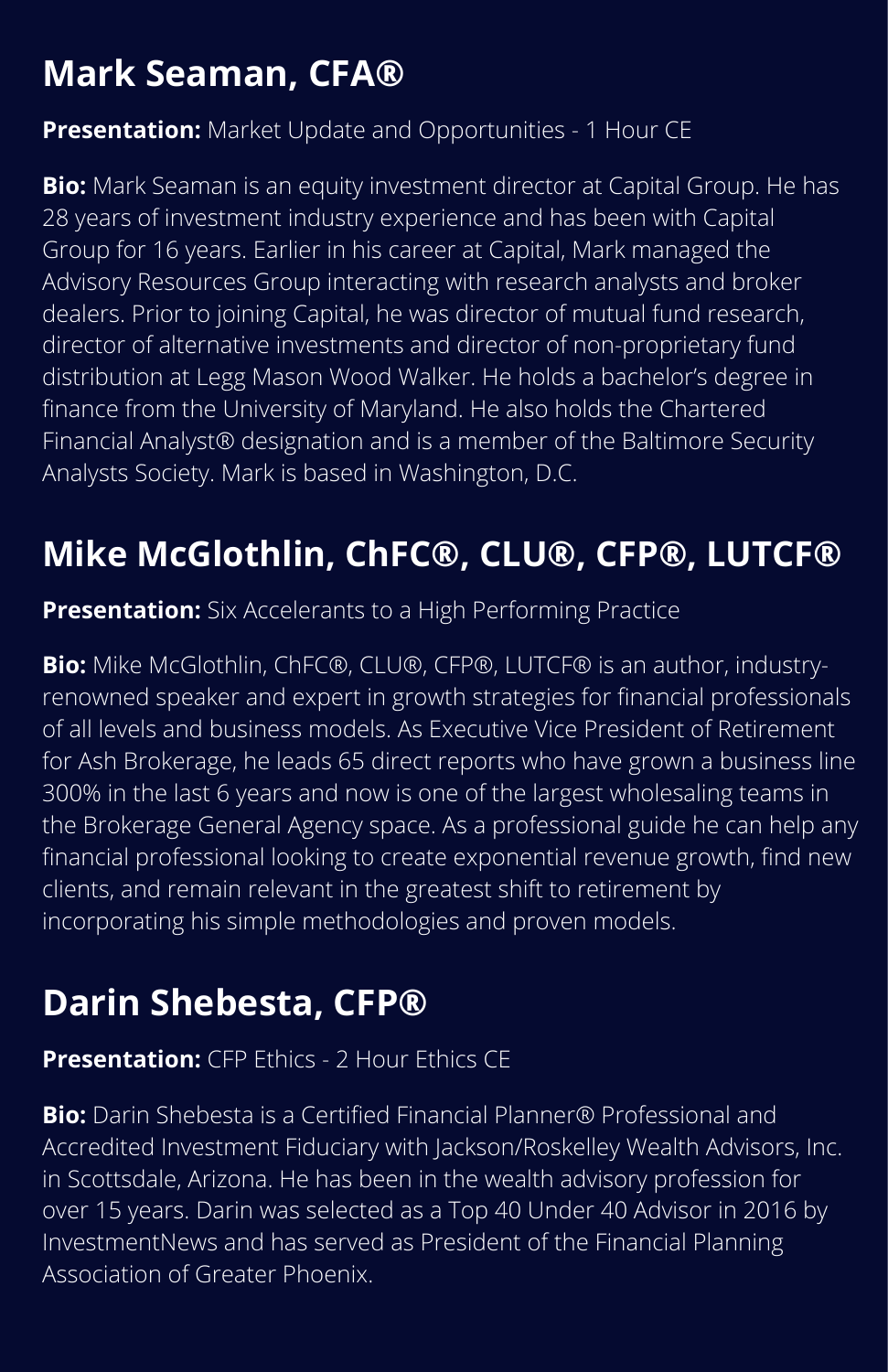## Mark Seaman, CFA®

**Presentation:** Market Update and Opportunities - 1 Hour CE

**Bio:** Mark Seaman is an equity investment director at Capital Group. He has 28 years of investment industry experience and has been with Capital Group for 16 years. Earlier in his career at Capital, Mark managed the Advisory Resources Group interacting with research analysts and broker dealers. Prior to joining Capital, he was director of mutual fund research, director of alternative investments and director of non-proprietary fund distribution at Legg Mason Wood Walker. He holds a bachelor's degree in finance from the University of Maryland. He also holds the Chartered Financial Analyst® designation and is a member of the Baltimore Security Analysts Society. Mark is based in Washington, D.C.

## Mike McGlothlin, ChFC®, CLU®, CFP®, LUTCF®

**Presentation:** Six Accelerants to a High Performing Practice

**Bio:** Mike McGlothlin, ChFC®, CLU®, CFP®, LUTCF® is an author, industry-renowned speaker and expert in growth strategies for financial professionals of all levels and business models. As Executive Vice President of Retirement for Ash Brokerage, he leads 65 direct reports who have grown a business line 300% in the last 6 years and now is one of the largest wholesaling teams in the Brokerage General Agency space. As a professional guide he can help any financial professional looking to create exponential revenue growth, find new clients, and remain relevant in the greatest shift to retirement by incorporating his simple methodologies and proven models.

## Darin Shebesta, CFP®

**Presentation:** CFP Ethics - 2 Hour Ethics CE

**Bio:** Darin Shebesta is a Certified Financial Planner® Professional and Accredited Investment Fiduciary with Jackson/Roskelley Wealth Advisors, Inc. in Scottsdale, Arizona. He has been in the wealth advisory profession for over 15 years. Darin was selected as a Top 40 Under 40 Advisor in 2016 by InvestmentNews and has served as President of the Financial Planning Association of Greater Phoenix.